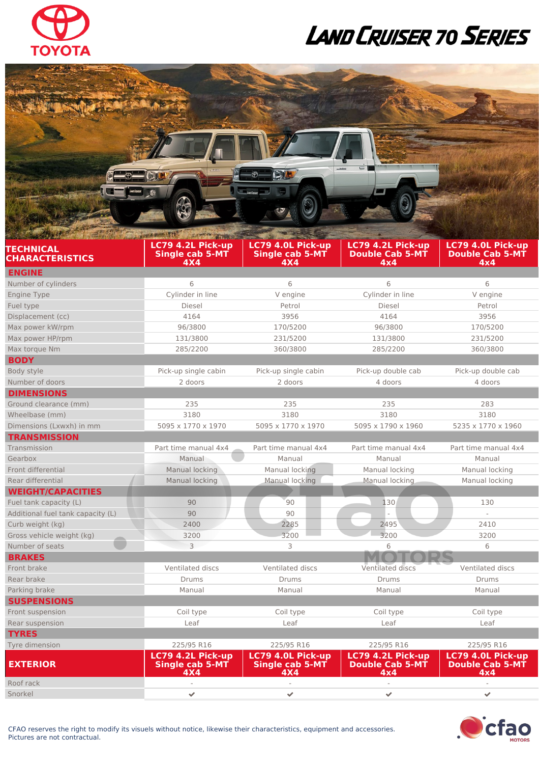# TOYOTA

# LAND CRUISER 70 SERIES

| TECHNICAL CHARACTERISTICS | LC79 4.2L Pick-up Single cab 5-MT 4X4 | LC79 4.0L Pick-up Single cab 5-MT 4X4 | LC79 4.2L Pick-up Double Cab 5-MT 4x4 | LC79 4.0L Pick-up Double Cab 5-MT 4x4 |
|---|---|---|---|---|
| **ENGINE** | | | | |
| Number of cylinders | 6 | 6 | 6 | 6 |
| Engine Type | Cylinder in line | V engine | Cylinder in line | V engine |
| Fuel type | Diesel | Petrol | Diesel | Petrol |
| Displacement (cc) | 4164 | 3956 | 4164 | 3956 |
| Max power kW/rpm | 96/3800 | 170/5200 | 96/3800 | 170/5200 |
| Max power HP/rpm | 131/3800 | 231/5200 | 131/3800 | 231/5200 |
| Max torque Nm | 285/2200 | 360/3800 | 285/2200 | 360/3800 |
| **BODY** | | | | |
| Body style | Pick-up single cabin | Pick-up single cabin | Pick-up double cab | Pick-up double cab |
| Number of doors | 2 doors | 2 doors | 4 doors | 4 doors |
| **DIMENSIONS** | | | | |
| Ground clearance (mm) | 235 | 235 | 235 | 283 |
| Wheelbase (mm) | 3180 | 3180 | 3180 | 3180 |
| Dimensions (Lxwxh) in mm | 5095 x 1770 x 1970 | 5095 x 1770 x 1970 | 5095 x 1790 x 1960 | 5235 x 1770 x 1960 |
| **TRANSMISSION** | | | | |
| Transmission | Part time manual 4x4 | Part time manual 4x4 | Part time manual 4x4 | Part time manual 4x4 |
| Gearbox | Manual | Manual | Manual | Manual |
| Front differential | Manual locking | Manual locking | Manual locking | Manual locking |
| Rear differential | Manual locking | Manual locking | Manual locking | Manual locking |
| **WEIGHT/CAPACITIES** | | | | |
| Fuel tank capacity (L) | 90 | 90 | 130 | 130 |
| Additional fuel tank capacity (L) | 90 | 90 | - | - |
| Curb weight (kg) | 2400 | 2285 | 2495 | 2410 |
| Gross vehicle weight (kg) | 3200 | 3200 | 3200 | 3200 |
| Number of seats | 3 | 3 | 6 | 6 |
| **BRAKES** | | | | |
| Front brake | Ventilated discs | Ventilated discs | Ventilated discs | Ventilated discs |
| Rear brake | Drums | Drums | Drums | Drums |
| Parking brake | Manual | Manual | Manual | Manual |
| **SUSPENSIONS** | | | | |
| Front suspension | Coil type | Coil type | Coil type | Coil type |
| Rear suspension | Leaf | Leaf | Leaf | Leaf |
| **TYRES** | | | | |
| Tyre dimension | 225/95 R16 | 225/95 R16 | 225/95 R16 | 225/95 R16 |

| EXTERIOR | LC79 4.2L Pick-up Single cab 5-MT 4X4 | LC79 4.0L Pick-up Single cab 5-MT 4X4 | LC79 4.2L Pick-up Double Cab 5-MT 4x4 | LC79 4.0L Pick-up Double Cab 5-MT 4x4 |
|---|---|---|---|---|
| Roof rack | - | - | - | - |
| Snorkel | ✔ | ✔ | ✔ | ✔ |

CFAO reserves the right to modify its visuals without notice, likewise their characteristics, equipment and accessories.
Pictures are not contractual.

cfao MOTORS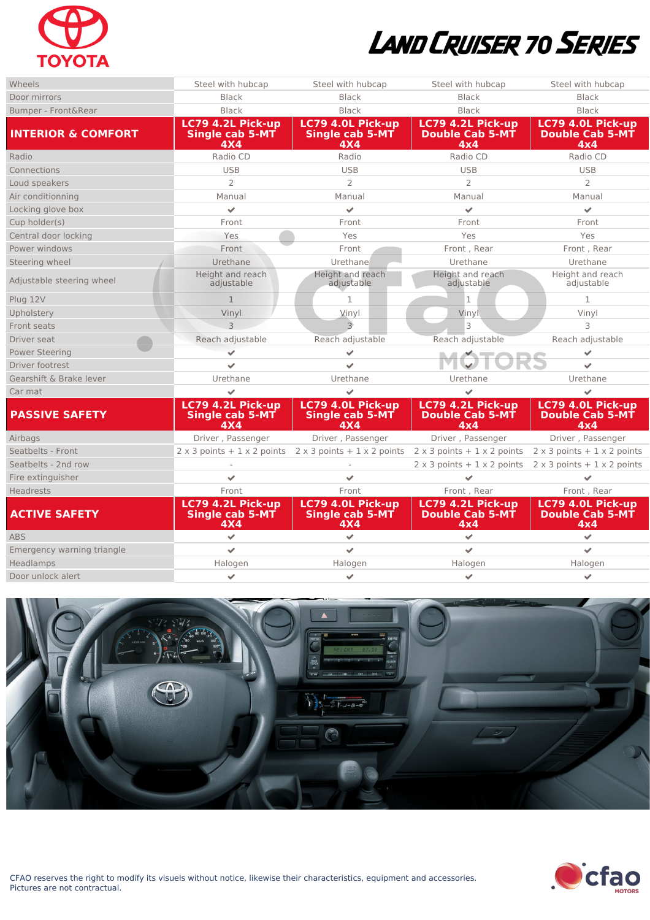# LAND CRUISER 70 SERIES

| | | | | |
|---|---|---|---|---|
| Wheels | Steel with hubcap | Steel with hubcap | Steel with hubcap | Steel with hubcap |
| Door mirrors | Black | Black | Black | Black |
| Bumper - Front&Rear | Black | Black | Black | Black |
| **INTERIOR & COMFORT** | **LC79 4.2L Pick-up Single cab 5-MT 4X4** | **LC79 4.0L Pick-up Single cab 5-MT 4X4** | **LC79 4.2L Pick-up Double Cab 5-MT 4x4** | **LC79 4.0L Pick-up Double Cab 5-MT 4x4** |
| Radio | Radio CD | Radio | Radio CD | Radio CD |
| Connections | USB | USB | USB | USB |
| Loud speakers | 2 | 2 | 2 | 2 |
| Air conditionning | Manual | Manual | Manual | Manual |
| Locking glove box | ✓ | ✓ | ✓ | ✓ |
| Cup holder(s) | Front | Front | Front | Front |
| Central door locking | Yes | Yes | Yes | Yes |
| Power windows | Front | Front | Front , Rear | Front , Rear |
| Steering wheel | Urethane | Urethane | Urethane | Urethane |
| Adjustable steering wheel | Height and reach adjustable | Height and reach adjustable | Height and reach adjustable | Height and reach adjustable |
| Plug 12V | 1 | 1 | 1 | 1 |
| Upholstery | Vinyl | Vinyl | Vinyl | Vinyl |
| Front seats | 3 | 3 | 3 | 3 |
| Driver seat | Reach adjustable | Reach adjustable | Reach adjustable | Reach adjustable |
| Power Steering | ✓ | ✓ | ✓ | ✓ |
| Driver footrest | ✓ | ✓ | ✓ | ✓ |
| Gearshift & Brake lever | Urethane | Urethane | Urethane | Urethane |
| Car mat | ✓ | ✓ | ✓ | ✓ |
| **PASSIVE SAFETY** | **LC79 4.2L Pick-up Single cab 5-MT 4X4** | **LC79 4.0L Pick-up Single cab 5-MT 4X4** | **LC79 4.2L Pick-up Double Cab 5-MT 4x4** | **LC79 4.0L Pick-up Double Cab 5-MT 4x4** |
| Airbags | Driver , Passenger | Driver , Passenger | Driver , Passenger | Driver , Passenger |
| Seatbelts - Front | 2 x 3 points + 1 x 2 points | 2 x 3 points + 1 x 2 points | 2 x 3 points + 1 x 2 points | 2 x 3 points + 1 x 2 points |
| Seatbelts - 2nd row | - | - | 2 x 3 points + 1 x 2 points | 2 x 3 points + 1 x 2 points |
| Fire extinguisher | ✓ | ✓ | ✓ | ✓ |
| Headrests | Front | Front | Front , Rear | Front , Rear |
| **ACTIVE SAFETY** | **LC79 4.2L Pick-up Single cab 5-MT 4X4** | **LC79 4.0L Pick-up Single cab 5-MT 4X4** | **LC79 4.2L Pick-up Double Cab 5-MT 4x4** | **LC79 4.0L Pick-up Double Cab 5-MT 4x4** |
| ABS | ✓ | ✓ | ✓ | ✓ |
| Emergency warning triangle | ✓ | ✓ | ✓ | ✓ |
| Headlamps | Halogen | Halogen | Halogen | Halogen |
| Door unlock alert | ✓ | ✓ | ✓ | ✓ |

CFAO reserves the right to modify its visuals without notice, likewise their characteristics, equipment and accessories.
Pictures are not contractual.